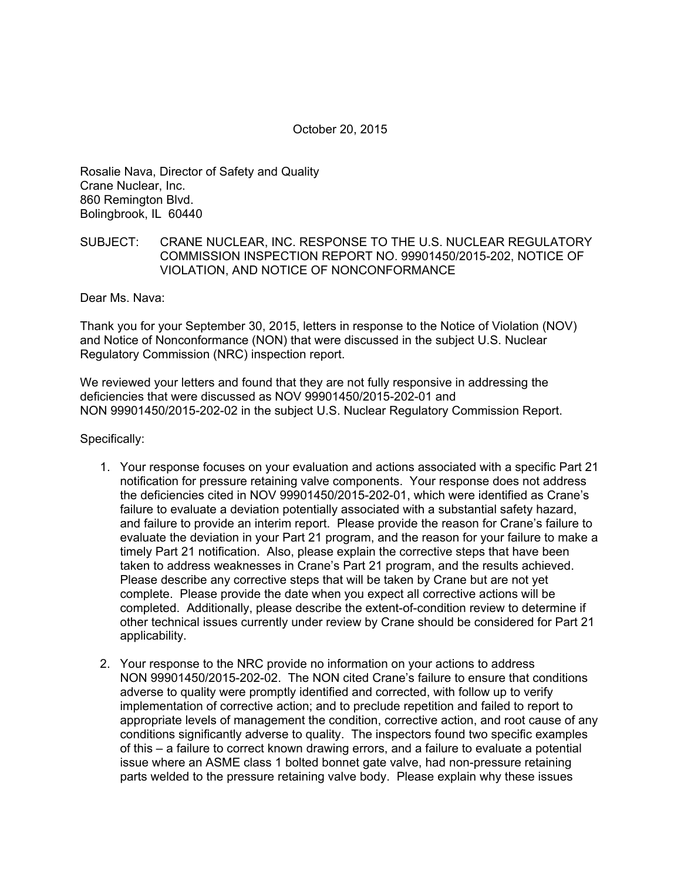October 20, 2015

Rosalie Nava, Director of Safety and Quality
Crane Nuclear, Inc.
860 Remington Blvd.
Bolingbrook, IL 60440

SUBJECT: CRANE NUCLEAR, INC. RESPONSE TO THE U.S. NUCLEAR REGULATORY COMMISSION INSPECTION REPORT NO. 99901450/2015-202, NOTICE OF VIOLATION, AND NOTICE OF NONCONFORMANCE

Dear Ms. Nava:

Thank you for your September 30, 2015, letters in response to the Notice of Violation (NOV) and Notice of Nonconformance (NON) that were discussed in the subject U.S. Nuclear Regulatory Commission (NRC) inspection report.

We reviewed your letters and found that they are not fully responsive in addressing the deficiencies that were discussed as NOV 99901450/2015-202-01 and NON 99901450/2015-202-02 in the subject U.S. Nuclear Regulatory Commission Report.

Specifically:

1. Your response focuses on your evaluation and actions associated with a specific Part 21 notification for pressure retaining valve components. Your response does not address the deficiencies cited in NOV 99901450/2015-202-01, which were identified as Crane's failure to evaluate a deviation potentially associated with a substantial safety hazard, and failure to provide an interim report. Please provide the reason for Crane's failure to evaluate the deviation in your Part 21 program, and the reason for your failure to make a timely Part 21 notification. Also, please explain the corrective steps that have been taken to address weaknesses in Crane's Part 21 program, and the results achieved. Please describe any corrective steps that will be taken by Crane but are not yet complete. Please provide the date when you expect all corrective actions will be completed. Additionally, please describe the extent-of-condition review to determine if other technical issues currently under review by Crane should be considered for Part 21 applicability.

2. Your response to the NRC provide no information on your actions to address NON 99901450/2015-202-02. The NON cited Crane's failure to ensure that conditions adverse to quality were promptly identified and corrected, with follow up to verify implementation of corrective action; and to preclude repetition and failed to report to appropriate levels of management the condition, corrective action, and root cause of any conditions significantly adverse to quality. The inspectors found two specific examples of this – a failure to correct known drawing errors, and a failure to evaluate a potential issue where an ASME class 1 bolted bonnet gate valve, had non-pressure retaining parts welded to the pressure retaining valve body. Please explain why these issues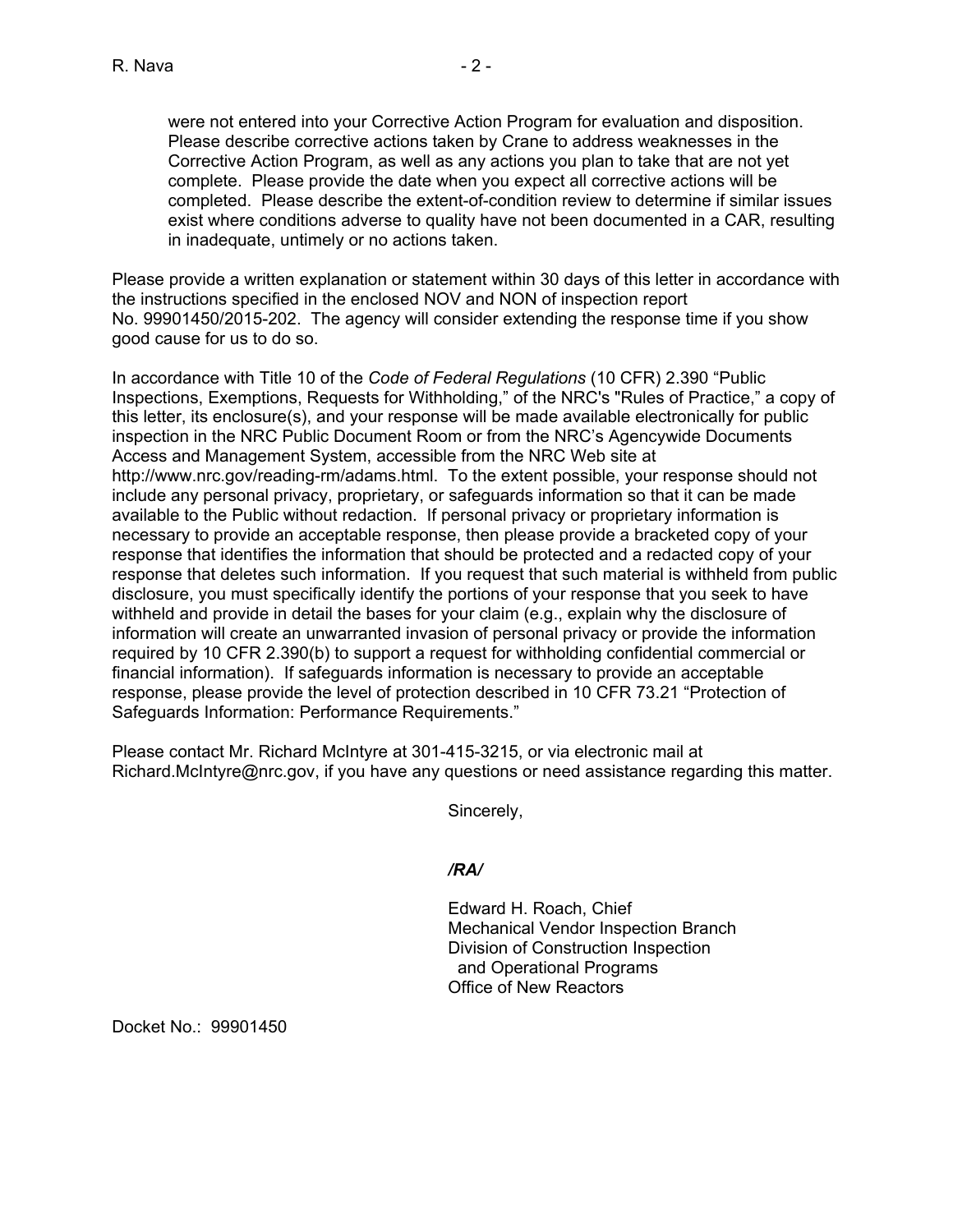were not entered into your Corrective Action Program for evaluation and disposition. Please describe corrective actions taken by Crane to address weaknesses in the Corrective Action Program, as well as any actions you plan to take that are not yet complete. Please provide the date when you expect all corrective actions will be completed. Please describe the extent-of-condition review to determine if similar issues exist where conditions adverse to quality have not been documented in a CAR, resulting in inadequate, untimely or no actions taken.

Please provide a written explanation or statement within 30 days of this letter in accordance with the instructions specified in the enclosed NOV and NON of inspection report No. 99901450/2015-202. The agency will consider extending the response time if you show good cause for us to do so.

In accordance with Title 10 of the *Code of Federal Regulations* (10 CFR) 2.390 "Public Inspections, Exemptions, Requests for Withholding," of the NRC's "Rules of Practice," a copy of this letter, its enclosure(s), and your response will be made available electronically for public inspection in the NRC Public Document Room or from the NRC's Agencywide Documents Access and Management System, accessible from the NRC Web site at http://www.nrc.gov/reading-rm/adams.html. To the extent possible, your response should not include any personal privacy, proprietary, or safeguards information so that it can be made available to the Public without redaction. If personal privacy or proprietary information is necessary to provide an acceptable response, then please provide a bracketed copy of your response that identifies the information that should be protected and a redacted copy of your response that deletes such information. If you request that such material is withheld from public disclosure, you must specifically identify the portions of your response that you seek to have withheld and provide in detail the bases for your claim (e.g., explain why the disclosure of information will create an unwarranted invasion of personal privacy or provide the information required by 10 CFR 2.390(b) to support a request for withholding confidential commercial or financial information). If safeguards information is necessary to provide an acceptable response, please provide the level of protection described in 10 CFR 73.21 "Protection of Safeguards Information: Performance Requirements."

Please contact Mr. Richard McIntyre at 301-415-3215, or via electronic mail at Richard.McIntyre@nrc.gov, if you have any questions or need assistance regarding this matter.

Sincerely,

*/RA/*

Edward H. Roach, Chief
Mechanical Vendor Inspection Branch
Division of Construction Inspection
and Operational Programs
Office of New Reactors

Docket No.: 99901450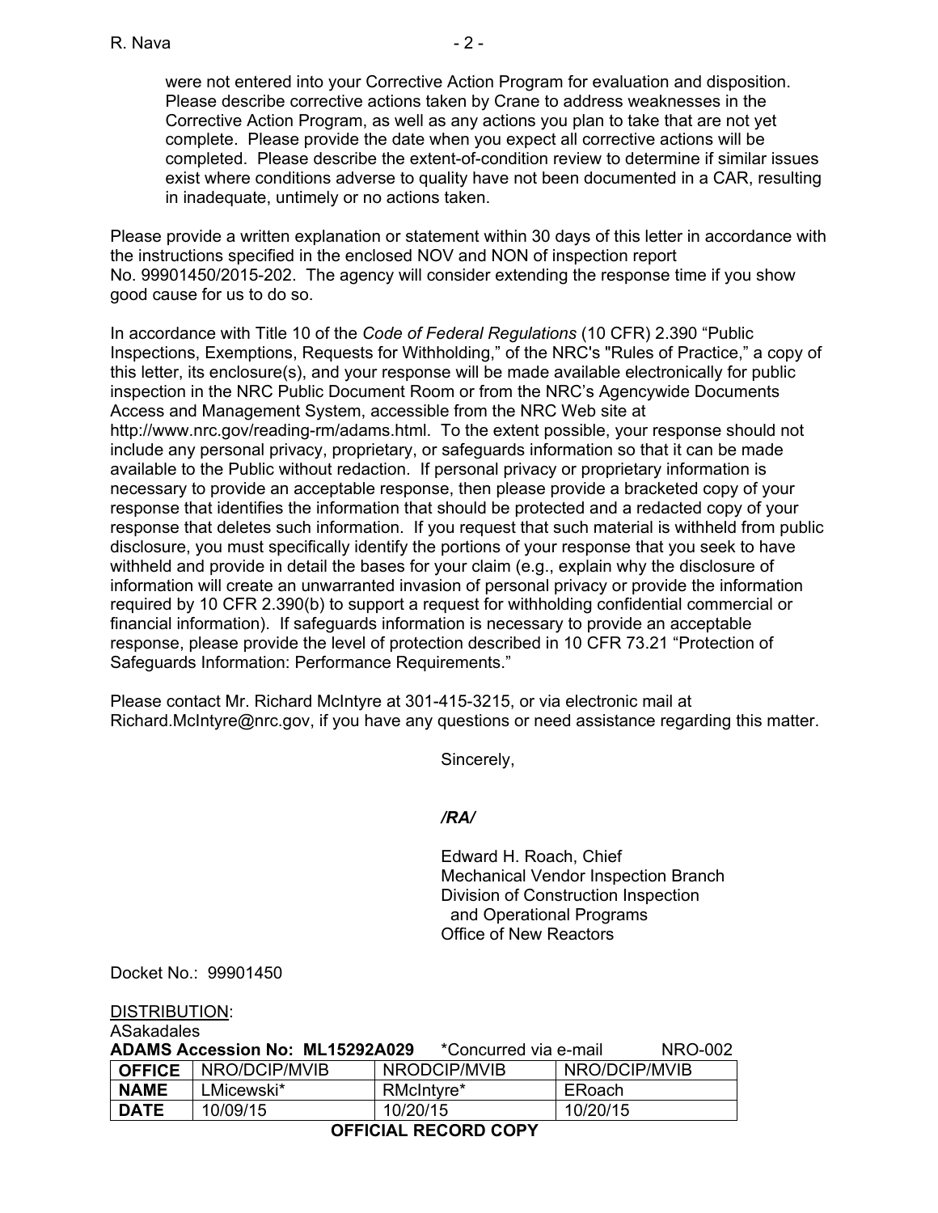were not entered into your Corrective Action Program for evaluation and disposition. Please describe corrective actions taken by Crane to address weaknesses in the Corrective Action Program, as well as any actions you plan to take that are not yet complete. Please provide the date when you expect all corrective actions will be completed. Please describe the extent-of-condition review to determine if similar issues exist where conditions adverse to quality have not been documented in a CAR, resulting in inadequate, untimely or no actions taken.

Please provide a written explanation or statement within 30 days of this letter in accordance with the instructions specified in the enclosed NOV and NON of inspection report No. 99901450/2015-202. The agency will consider extending the response time if you show good cause for us to do so.

In accordance with Title 10 of the *Code of Federal Regulations* (10 CFR) 2.390 "Public Inspections, Exemptions, Requests for Withholding," of the NRC's "Rules of Practice," a copy of this letter, its enclosure(s), and your response will be made available electronically for public inspection in the NRC Public Document Room or from the NRC's Agencywide Documents Access and Management System, accessible from the NRC Web site at http://www.nrc.gov/reading-rm/adams.html. To the extent possible, your response should not include any personal privacy, proprietary, or safeguards information so that it can be made available to the Public without redaction. If personal privacy or proprietary information is necessary to provide an acceptable response, then please provide a bracketed copy of your response that identifies the information that should be protected and a redacted copy of your response that deletes such information. If you request that such material is withheld from public disclosure, you must specifically identify the portions of your response that you seek to have withheld and provide in detail the bases for your claim (e.g., explain why the disclosure of information will create an unwarranted invasion of personal privacy or provide the information required by 10 CFR 2.390(b) to support a request for withholding confidential commercial or financial information). If safeguards information is necessary to provide an acceptable response, please provide the level of protection described in 10 CFR 73.21 "Protection of Safeguards Information: Performance Requirements."

Please contact Mr. Richard McIntyre at 301-415-3215, or via electronic mail at Richard.McIntyre@nrc.gov, if you have any questions or need assistance regarding this matter.

Sincerely,

*/RA/*

Edward H. Roach, Chief
Mechanical Vendor Inspection Branch
Division of Construction Inspection
and Operational Programs
Office of New Reactors

Docket No.: 99901450

DISTRIBUTION:
ASakadales

**ADAMS Accession No: ML15292A029** *Concurred via e-mail NRO-002

| **OFFICE** | NRO/DCIP/MVIB | NRODCIP/MVIB | NRO/DCIP/MVIB |
|---|---|---|---|
| **NAME** | LMicewski* | RMcIntyre* | ERoach |
| **DATE** | 10/09/15 | 10/20/15 | 10/20/15 |

**OFFICIAL RECORD COPY**